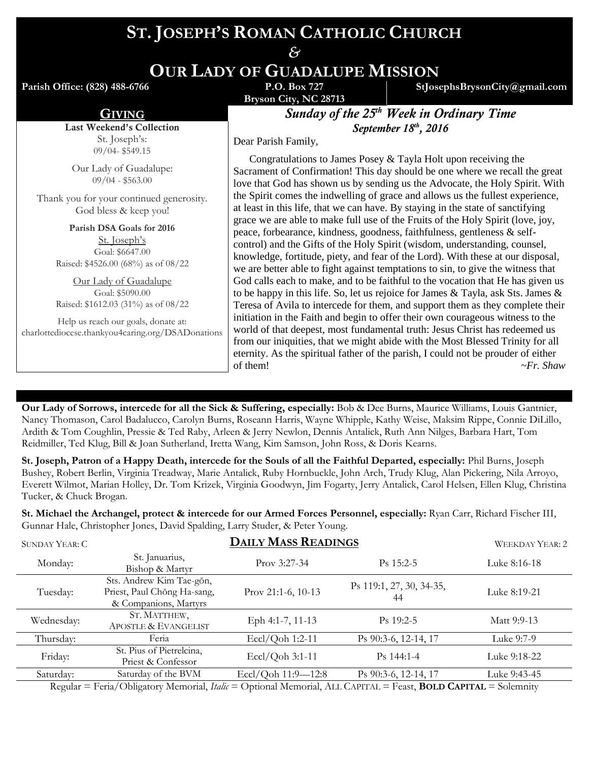# ST. JOSEPH'S ROMAN CATHOLIC CHURCH

&

# OUR LADY OF GUADALUPE MISSION

**Parish Office: (828) 488-6766** | **P.O. Box 727, Bryson City, NC 28713** | **StJosephsBrysonCity@gmail.com**

## GIVING

**Last Weekend's Collection**

St. Joseph's:
09/04- $549.15

Our Lady of Guadalupe:
09/04 - $563.00

Thank you for your continued generosity. God bless & keep you!

**Parish DSA Goals for 2016**

St. Joseph's
Goal: $6647.00
Raised: $4526.00 (68%) as of 08/22

Our Lady of Guadalupe
Goal: $5090.00
Raised: $1612.03 (31%) as of 08/22

Help us reach our goals, donate at:
charlottediocese.thankyou4caring.org/DSADonations

## *Sunday of the 25th Week in Ordinary Time*

***September 18th, 2016***

Dear Parish Family,

Congratulations to James Posey & Tayla Holt upon receiving the Sacrament of Confirmation! This day should be one where we recall the great love that God has shown us by sending us the Advocate, the Holy Spirit. With the Spirit comes the indwelling of grace and allows us the fullest experience, at least in this life, that we can have. By staying in the state of sanctifying grace we are able to make full use of the Fruits of the Holy Spirit (love, joy, peace, forbearance, kindness, goodness, faithfulness, gentleness & self-control) and the Gifts of the Holy Spirit (wisdom, understanding, counsel, knowledge, fortitude, piety, and fear of the Lord). With these at our disposal, we are better able to fight against temptations to sin, to give the witness that God calls each to make, and to be faithful to the vocation that He has given us to be happy in this life. So, let us rejoice for James & Tayla, ask Sts. James & Teresa of Avila to intercede for them, and support them as they complete their initiation in the Faith and begin to offer their own courageous witness to the world of that deepest, most fundamental truth: Jesus Christ has redeemed us from our iniquities, that we might abide with the Most Blessed Trinity for all eternity. As the spiritual father of the parish, I could not be prouder of either of them!

*~Fr. Shaw*

**Our Lady of Sorrows, intercede for all the Sick & Suffering, especially:** Bob & Dee Burns, Maurice Williams, Louis Gantnier, Nancy Thomason, Carol Badalucco, Carolyn Burns, Roseann Harris, Wayne Whipple, Kathy Weise, Maksim Rippe, Connie DiLillo, Ardith & Tom Coughlin, Pressie & Ted Raby, Arleen & Jerry Newlon, Dennis Antalick, Ruth Ann Nilges, Barbara Hart, Tom Reidmiller, Ted Klug, Bill & Joan Sutherland, Iretta Wang, Kim Samson, John Ross, & Doris Kearns.

**St. Joseph, Patron of a Happy Death, intercede for the Souls of all the Faithful Departed, especially:** Phil Burns, Joseph Bushey, Robert Berlin, Virginia Treadway, Marie Antalick, Ruby Hornbuckle, John Arch, Trudy Klug, Alan Pickering, Nila Arroyo, Everett Wilmot, Marian Holley, Dr. Tom Krizek, Virginia Goodwyn, Jim Fogarty, Jerry Antalick, Carol Helsen, Ellen Klug, Christina Tucker, & Chuck Brogan.

**St. Michael the Archangel, protect & intercede for our Armed Forces Personnel, especially:** Ryan Carr, Richard Fischer III, Gunnar Hale, Christopher Jones, David Spalding, Larry Studer, & Peter Young.

## DAILY MASS READINGS

SUNDAY YEAR: C — WEEKDAY YEAR: 2

| Day | Celebration | First Reading | Psalm | Gospel |
|---|---|---|---|---|
| Monday: | St. Januarius, Bishop & Martyr | Prov 3:27-34 | Ps 15:2-5 | Luke 8:16-18 |
| Tuesday: | Sts. Andrew Kim Tae-gŏn, Priest, Paul Chŏng Ha-sang, & Companions, Martyrs | Prov 21:1-6, 10-13 | Ps 119:1, 27, 30, 34-35, 44 | Luke 8:19-21 |
| Wednesday: | ST. MATTHEW, APOSTLE & EVANGELIST | Eph 4:1-7, 11-13 | Ps 19:2-5 | Matt 9:9-13 |
| Thursday: | Feria | Eccl/Qoh 1:2-11 | Ps 90:3-6, 12-14, 17 | Luke 9:7-9 |
| Friday: | St. Pius of Pietrelcina, Priest & Confessor | Eccl/Qoh 3:1-11 | Ps 144:1-4 | Luke 9:18-22 |
| Saturday: | Saturday of the BVM | Eccl/Qoh 11:9—12:8 | Ps 90:3-6, 12-14, 17 | Luke 9:43-45 |

Regular = Feria/Obligatory Memorial, *Italic* = Optional Memorial, ALL CAPITAL = Feast, **BOLD CAPITAL** = Solemnity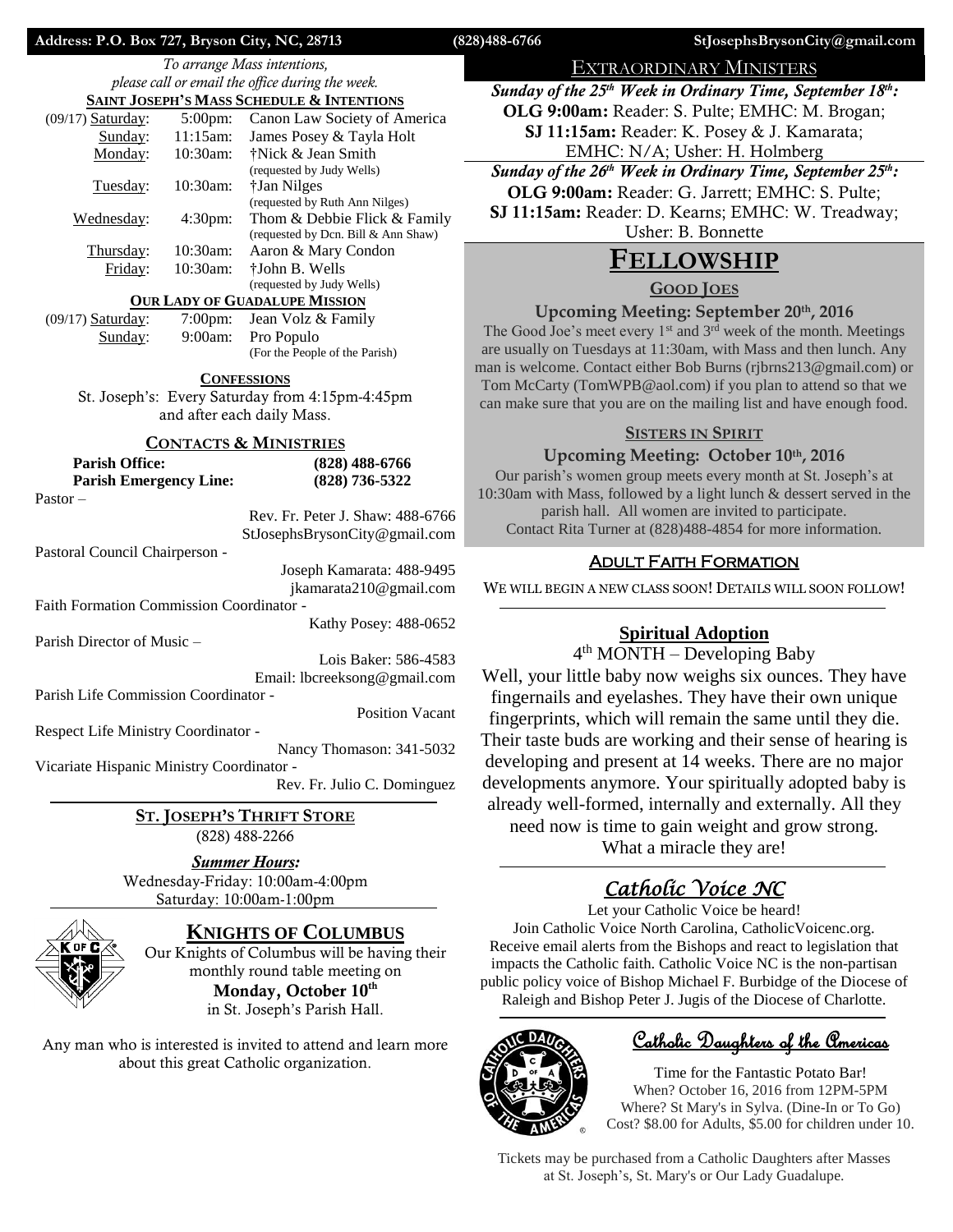Address: P.O. Box 727, Bryson City, NC, 28713 (828)488-6766 StJosephsBrysonCity@gmail.com

*To arrange Mass intentions, please call or email the office during the week.*

**SAINT JOSEPH'S MASS SCHEDULE & INTENTIONS**

| | | |
|---|---|---|
| (09/17) Saturday: | 5:00pm: | Canon Law Society of America |
| Sunday: | 11:15am: | James Posey & Tayla Holt |
| Monday: | 10:30am: | †Nick & Jean Smith (requested by Judy Wells) |
| Tuesday: | 10:30am: | †Jan Nilges (requested by Ruth Ann Nilges) |
| Wednesday: | 4:30pm: | Thom & Debbie Flick & Family (requested by Dcn. Bill & Ann Shaw) |
| Thursday: | 10:30am: | Aaron & Mary Condon |
| Friday: | 10:30am: | †John B. Wells (requested by Judy Wells) |

**OUR LADY OF GUADALUPE MISSION**

| | | |
|---|---|---|
| (09/17) Saturday: | 7:00pm: | Jean Volz & Family |
| Sunday: | 9:00am: | Pro Populo (For the People of the Parish) |

**CONFESSIONS**

St. Joseph's: Every Saturday from 4:15pm-4:45pm and after each daily Mass.

**CONTACTS & MINISTRIES**

**Parish Office:** **(828) 488-6766**
**Parish Emergency Line:** **(828) 736-5322**

Pastor – Rev. Fr. Peter J. Shaw: 488-6766
StJosephsBrysonCity@gmail.com

Pastoral Council Chairperson - Joseph Kamarata: 488-9495
jkamarata210@gmail.com

Faith Formation Commission Coordinator - Kathy Posey: 488-0652

Parish Director of Music – Lois Baker: 586-4583
Email: lbcreeksong@gmail.com

Parish Life Commission Coordinator - Position Vacant

Respect Life Ministry Coordinator - Nancy Thomason: 341-5032

Vicariate Hispanic Ministry Coordinator - Rev. Fr. Julio C. Dominguez

**ST. JOSEPH'S THRIFT STORE**

(828) 488-2266

***Summer Hours:***

Wednesday-Friday: 10:00am-4:00pm
Saturday: 10:00am-1:00pm

## KNIGHTS OF COLUMBUS

Our Knights of Columbus will be having their monthly round table meeting on
**Monday, October 10th**
in St. Joseph's Parish Hall.

Any man who is interested is invited to attend and learn more about this great Catholic organization.

## EXTRAORDINARY MINISTERS

***Sunday of the 25th Week in Ordinary Time, September 18th:***

**OLG 9:00am:** Reader: S. Pulte; EMHC: M. Brogan;
**SJ 11:15am:** Reader: K. Posey & J. Kamarata; EMHC: N/A; Usher: H. Holmberg

***Sunday of the 26th Week in Ordinary Time, September 25th:***

**OLG 9:00am:** Reader: G. Jarrett; EMHC: S. Pulte;
**SJ 11:15am:** Reader: D. Kearns; EMHC: W. Treadway; Usher: B. Bonnette

# FELLOWSHIP

### GOOD JOES

**Upcoming Meeting: September 20th, 2016**

The Good Joe's meet every 1st and 3rd week of the month. Meetings are usually on Tuesdays at 11:30am, with Mass and then lunch. Any man is welcome. Contact either Bob Burns (rjbrns213@gmail.com) or Tom McCarty (TomWPB@aol.com) if you plan to attend so that we can make sure that you are on the mailing list and have enough food.

### SISTERS IN SPIRIT

**Upcoming Meeting: October 10th, 2016**

Our parish's women group meets every month at St. Joseph's at 10:30am with Mass, followed by a light lunch & dessert served in the parish hall. All women are invited to participate. Contact Rita Turner at (828)488-4854 for more information.

### ADULT FAITH FORMATION

WE WILL BEGIN A NEW CLASS SOON! DETAILS WILL SOON FOLLOW!

### Spiritual Adoption

4th MONTH – Developing Baby

Well, your little baby now weighs six ounces. They have fingernails and eyelashes. They have their own unique fingerprints, which will remain the same until they die. Their taste buds are working and their sense of hearing is developing and present at 14 weeks. There are no major developments anymore. Your spiritually adopted baby is already well-formed, internally and externally. All they need now is time to gain weight and grow strong. What a miracle they are!

## *Catholic Voice NC*

Let your Catholic Voice be heard!
Join Catholic Voice North Carolina, CatholicVoicenc.org. Receive email alerts from the Bishops and react to legislation that impacts the Catholic faith. Catholic Voice NC is the non-partisan public policy voice of Bishop Michael F. Burbidge of the Diocese of Raleigh and Bishop Peter J. Jugis of the Diocese of Charlotte.

## Catholic Daughters of the Americas

Time for the Fantastic Potato Bar!
When? October 16, 2016 from 12PM-5PM
Where? St Mary's in Sylva. (Dine-In or To Go)
Cost? $8.00 for Adults, $5.00 for children under 10.

Tickets may be purchased from a Catholic Daughters after Masses at St. Joseph's, St. Mary's or Our Lady Guadalupe.